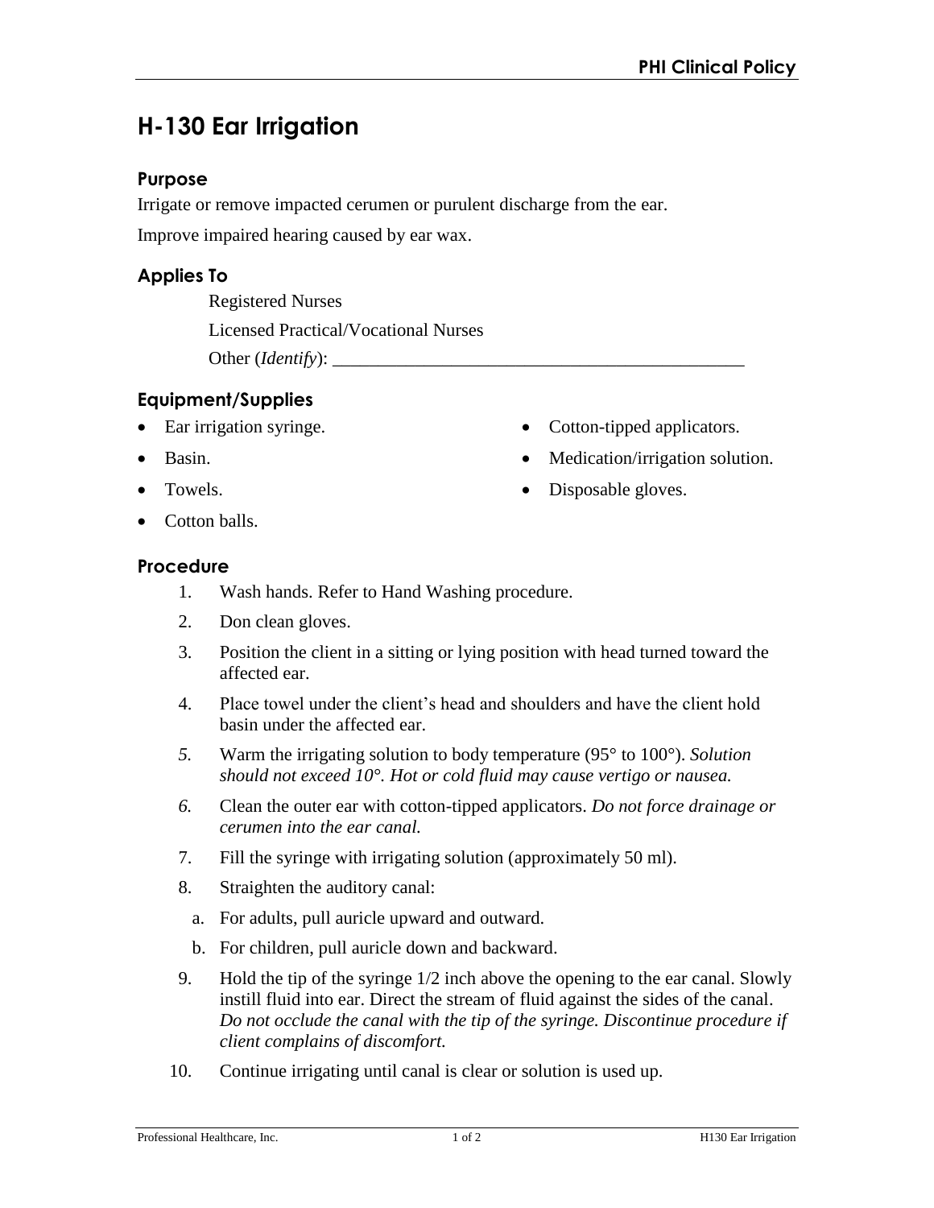# H-130 Ear Irrigation

## Purpose

Irrigate or remove impacted cerumen or purulent discharge from the ear.

Improve impaired hearing caused by ear wax.

## Applies To

Registered Nurses

Licensed Practical/Vocational Nurses

Other (*Identify*): _______________________________________________

## Equipment/Supplies

- Ear irrigation syringe.
- Basin.
- Towels.
- Cotton balls.
- Cotton-tipped applicators.
- Medication/irrigation solution.
- Disposable gloves.

## Procedure

1. Wash hands. Refer to Hand Washing procedure.
2. Don clean gloves.
3. Position the client in a sitting or lying position with head turned toward the affected ear.
4. Place towel under the client's head and shoulders and have the client hold basin under the affected ear.
5. Warm the irrigating solution to body temperature (95° to 100°). *Solution should not exceed 10°. Hot or cold fluid may cause vertigo or nausea.*
6. Clean the outer ear with cotton-tipped applicators. *Do not force drainage or cerumen into the ear canal.*
7. Fill the syringe with irrigating solution (approximately 50 ml).
8. Straighten the auditory canal:
   a. For adults, pull auricle upward and outward.
   b. For children, pull auricle down and backward.
9. Hold the tip of the syringe 1/2 inch above the opening to the ear canal. Slowly instill fluid into ear. Direct the stream of fluid against the sides of the canal. *Do not occlude the canal with the tip of the syringe. Discontinue procedure if client complains of discomfort.*
10. Continue irrigating until canal is clear or solution is used up.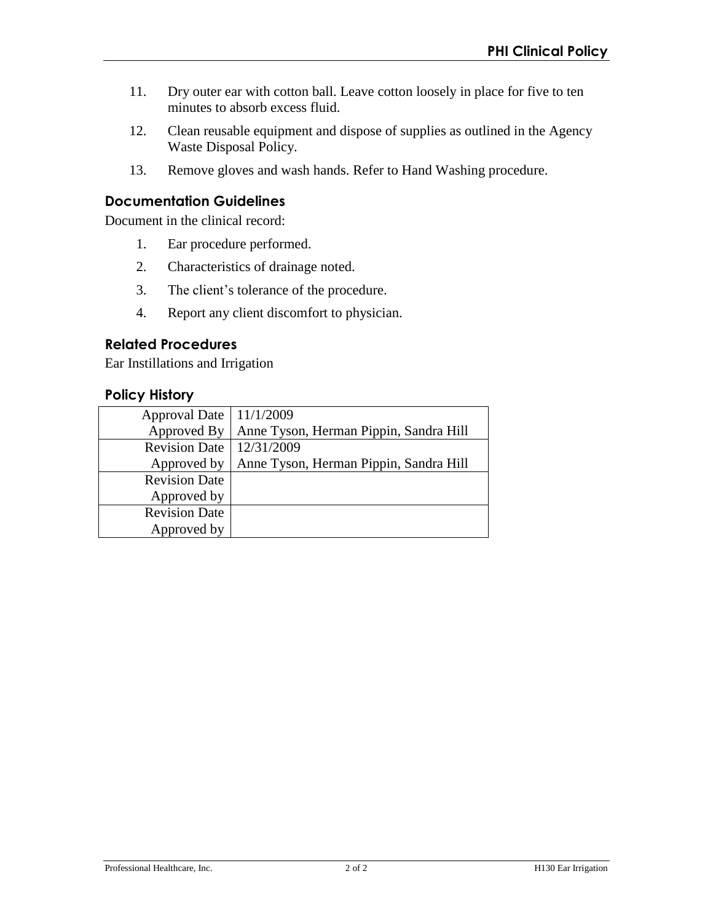11. Dry outer ear with cotton ball. Leave cotton loosely in place for five to ten minutes to absorb excess fluid.

12. Clean reusable equipment and dispose of supplies as outlined in the Agency Waste Disposal Policy.

13. Remove gloves and wash hands. Refer to Hand Washing procedure.

## Documentation Guidelines

Document in the clinical record:

1. Ear procedure performed.
2. Characteristics of drainage noted.
3. The client's tolerance of the procedure.
4. Report any client discomfort to physician.

## Related Procedures

Ear Instillations and Irrigation

## Policy History

| | |
|---|---|
| Approval Date | 11/1/2009 |
| Approved By | Anne Tyson, Herman Pippin, Sandra Hill |
| Revision Date | 12/31/2009 |
| Approved by | Anne Tyson, Herman Pippin, Sandra Hill |
| Revision Date | |
| Approved by | |
| Revision Date | |
| Approved by | |